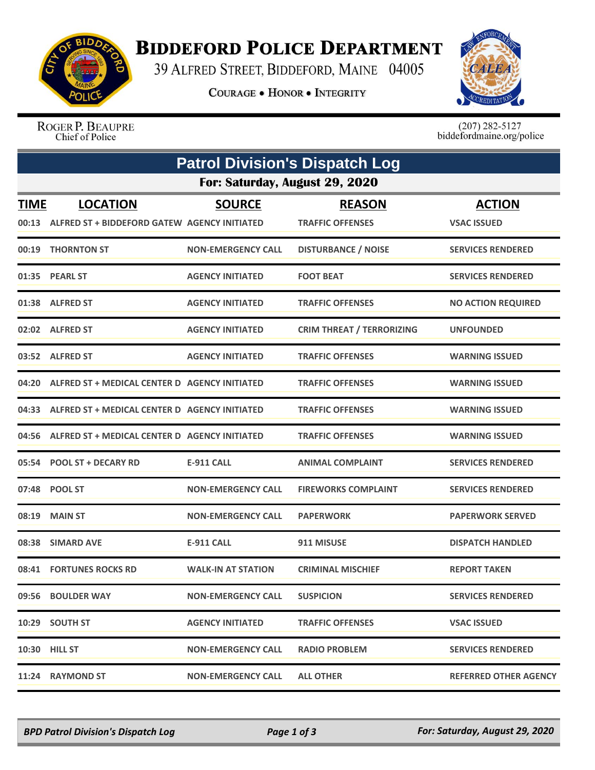# BIDDEFORD POLICE DEPARTMENT

39 ALFRED STREET, BIDDEFORD, MAINE 04005

COURAGE • HONOR • INTEGRITY

ROGER P. BEAUPRE
Chief of Police

(207) 282-5127
biddefordmaine.org/police

## Patrol Division's Dispatch Log

### For: Saturday, August 29, 2020

| TIME | LOCATION | SOURCE | REASON | ACTION |
|---|---|---|---|---|
| 00:13 | ALFRED ST + BIDDEFORD GATEW | AGENCY INITIATED | TRAFFIC OFFENSES | VSAC ISSUED |
| 00:19 | THORNTON ST | NON-EMERGENCY CALL | DISTURBANCE / NOISE | SERVICES RENDERED |
| 01:35 | PEARL ST | AGENCY INITIATED | FOOT BEAT | SERVICES RENDERED |
| 01:38 | ALFRED ST | AGENCY INITIATED | TRAFFIC OFFENSES | NO ACTION REQUIRED |
| 02:02 | ALFRED ST | AGENCY INITIATED | CRIM THREAT / TERRORIZING | UNFOUNDED |
| 03:52 | ALFRED ST | AGENCY INITIATED | TRAFFIC OFFENSES | WARNING ISSUED |
| 04:20 | ALFRED ST + MEDICAL CENTER D | AGENCY INITIATED | TRAFFIC OFFENSES | WARNING ISSUED |
| 04:33 | ALFRED ST + MEDICAL CENTER D | AGENCY INITIATED | TRAFFIC OFFENSES | WARNING ISSUED |
| 04:56 | ALFRED ST + MEDICAL CENTER D | AGENCY INITIATED | TRAFFIC OFFENSES | WARNING ISSUED |
| 05:54 | POOL ST + DECARY RD | E-911 CALL | ANIMAL COMPLAINT | SERVICES RENDERED |
| 07:48 | POOL ST | NON-EMERGENCY CALL | FIREWORKS COMPLAINT | SERVICES RENDERED |
| 08:19 | MAIN ST | NON-EMERGENCY CALL | PAPERWORK | PAPERWORK SERVED |
| 08:38 | SIMARD AVE | E-911 CALL | 911 MISUSE | DISPATCH HANDLED |
| 08:41 | FORTUNES ROCKS RD | WALK-IN AT STATION | CRIMINAL MISCHIEF | REPORT TAKEN |
| 09:56 | BOULDER WAY | NON-EMERGENCY CALL | SUSPICION | SERVICES RENDERED |
| 10:29 | SOUTH ST | AGENCY INITIATED | TRAFFIC OFFENSES | VSAC ISSUED |
| 10:30 | HILL ST | NON-EMERGENCY CALL | RADIO PROBLEM | SERVICES RENDERED |
| 11:24 | RAYMOND ST | NON-EMERGENCY CALL | ALL OTHER | REFERRED OTHER AGENCY |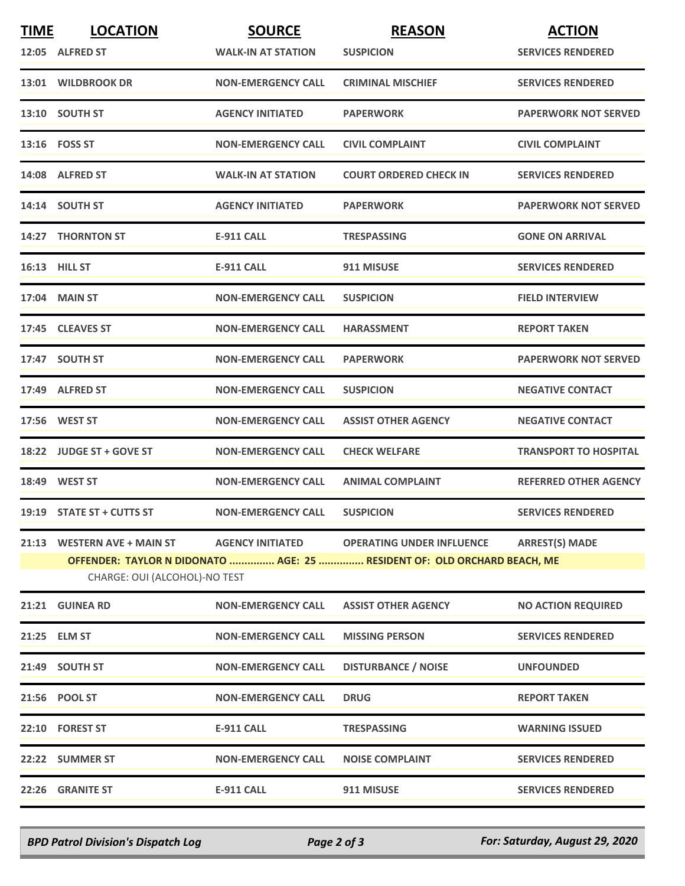| TIME | LOCATION | SOURCE | REASON | ACTION |
|---|---|---|---|---|
| 12:05 | ALFRED ST | WALK-IN AT STATION | SUSPICION | SERVICES RENDERED |
| 13:01 | WILDBROOK DR | NON-EMERGENCY CALL | CRIMINAL MISCHIEF | SERVICES RENDERED |
| 13:10 | SOUTH ST | AGENCY INITIATED | PAPERWORK | PAPERWORK NOT SERVED |
| 13:16 | FOSS ST | NON-EMERGENCY CALL | CIVIL COMPLAINT | CIVIL COMPLAINT |
| 14:08 | ALFRED ST | WALK-IN AT STATION | COURT ORDERED CHECK IN | SERVICES RENDERED |
| 14:14 | SOUTH ST | AGENCY INITIATED | PAPERWORK | PAPERWORK NOT SERVED |
| 14:27 | THORNTON ST | E-911 CALL | TRESPASSING | GONE ON ARRIVAL |
| 16:13 | HILL ST | E-911 CALL | 911 MISUSE | SERVICES RENDERED |
| 17:04 | MAIN ST | NON-EMERGENCY CALL | SUSPICION | FIELD INTERVIEW |
| 17:45 | CLEAVES ST | NON-EMERGENCY CALL | HARASSMENT | REPORT TAKEN |
| 17:47 | SOUTH ST | NON-EMERGENCY CALL | PAPERWORK | PAPERWORK NOT SERVED |
| 17:49 | ALFRED ST | NON-EMERGENCY CALL | SUSPICION | NEGATIVE CONTACT |
| 17:56 | WEST ST | NON-EMERGENCY CALL | ASSIST OTHER AGENCY | NEGATIVE CONTACT |
| 18:22 | JUDGE ST + GOVE ST | NON-EMERGENCY CALL | CHECK WELFARE | TRANSPORT TO HOSPITAL |
| 18:49 | WEST ST | NON-EMERGENCY CALL | ANIMAL COMPLAINT | REFERRED OTHER AGENCY |
| 19:19 | STATE ST + CUTTS ST | NON-EMERGENCY CALL | SUSPICION | SERVICES RENDERED |
| 21:13 | WESTERN AVE + MAIN ST | AGENCY INITIATED | OPERATING UNDER INFLUENCE | ARREST(S) MADE |
| | OFFENDER: TAYLOR N DIDONATO ............... AGE: 25 ............... RESIDENT OF: OLD ORCHARD BEACH, ME | | | |
| | CHARGE: OUI (ALCOHOL)-NO TEST | | | |
| 21:21 | GUINEA RD | NON-EMERGENCY CALL | ASSIST OTHER AGENCY | NO ACTION REQUIRED |
| 21:25 | ELM ST | NON-EMERGENCY CALL | MISSING PERSON | SERVICES RENDERED |
| 21:49 | SOUTH ST | NON-EMERGENCY CALL | DISTURBANCE / NOISE | UNFOUNDED |
| 21:56 | POOL ST | NON-EMERGENCY CALL | DRUG | REPORT TAKEN |
| 22:10 | FOREST ST | E-911 CALL | TRESPASSING | WARNING ISSUED |
| 22:22 | SUMMER ST | NON-EMERGENCY CALL | NOISE COMPLAINT | SERVICES RENDERED |
| 22:26 | GRANITE ST | E-911 CALL | 911 MISUSE | SERVICES RENDERED |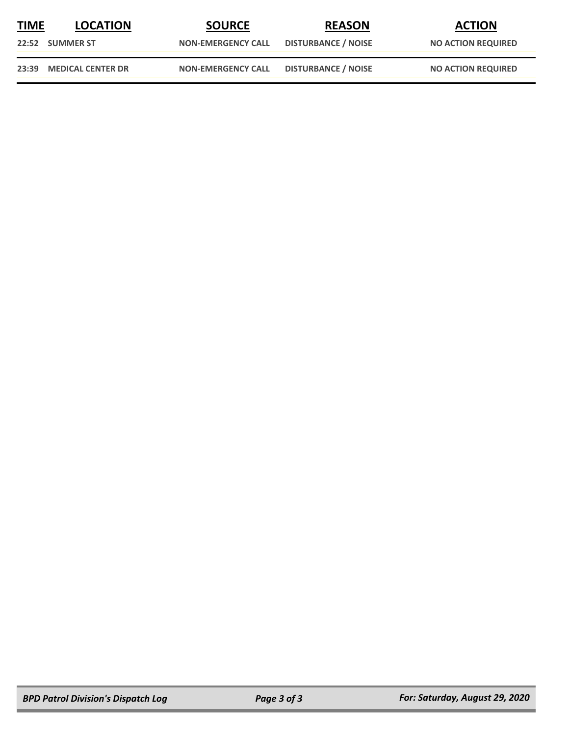| TIME | LOCATION | SOURCE | REASON | ACTION |
|---|---|---|---|---|
| 22:52 | SUMMER ST | NON-EMERGENCY CALL | DISTURBANCE / NOISE | NO ACTION REQUIRED |
| 23:39 | MEDICAL CENTER DR | NON-EMERGENCY CALL | DISTURBANCE / NOISE | NO ACTION REQUIRED |